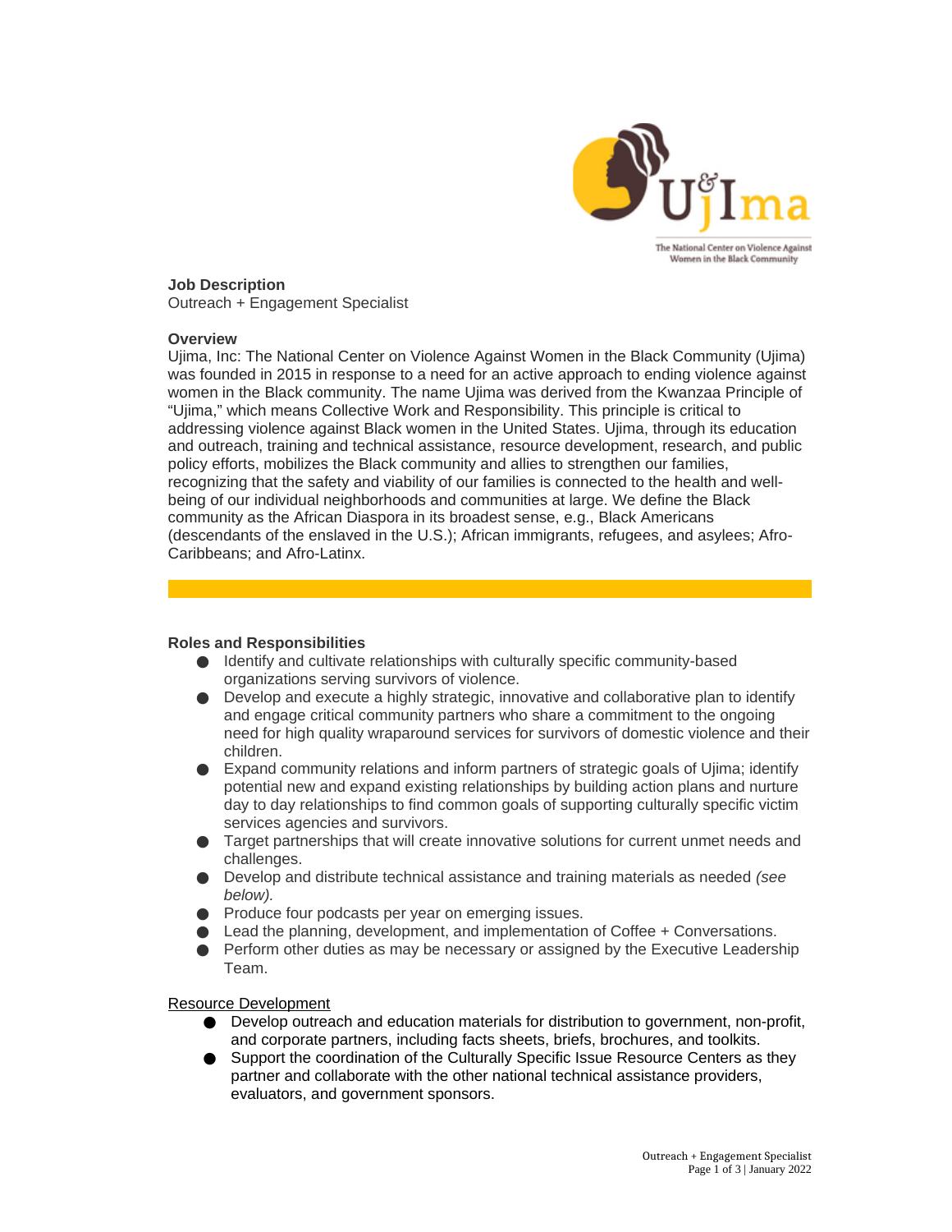**Job Description**
Outreach + Engagement Specialist

**Overview**
Ujima, Inc: The National Center on Violence Against Women in the Black Community (Ujima) was founded in 2015 in response to a need for an active approach to ending violence against women in the Black community. The name Ujima was derived from the Kwanzaa Principle of "Ujima," which means Collective Work and Responsibility. This principle is critical to addressing violence against Black women in the United States. Ujima, through its education and outreach, training and technical assistance, resource development, research, and public policy efforts, mobilizes the Black community and allies to strengthen our families, recognizing that the safety and viability of our families is connected to the health and well-being of our individual neighborhoods and communities at large. We define the Black community as the African Diaspora in its broadest sense, e.g., Black Americans (descendants of the enslaved in the U.S.); African immigrants, refugees, and asylees; Afro-Caribbeans; and Afro-Latinx.

**Roles and Responsibilities**

- Identify and cultivate relationships with culturally specific community-based organizations serving survivors of violence.
- Develop and execute a highly strategic, innovative and collaborative plan to identify and engage critical community partners who share a commitment to the ongoing need for high quality wraparound services for survivors of domestic violence and their children.
- Expand community relations and inform partners of strategic goals of Ujima; identify potential new and expand existing relationships by building action plans and nurture day to day relationships to find common goals of supporting culturally specific victim services agencies and survivors.
- Target partnerships that will create innovative solutions for current unmet needs and challenges.
- Develop and distribute technical assistance and training materials as needed *(see below).*
- Produce four podcasts per year on emerging issues.
- Lead the planning, development, and implementation of Coffee + Conversations.
- Perform other duties as may be necessary or assigned by the Executive Leadership Team.

Resource Development

- Develop outreach and education materials for distribution to government, non-profit, and corporate partners, including facts sheets, briefs, brochures, and toolkits.
- Support the coordination of the Culturally Specific Issue Resource Centers as they partner and collaborate with the other national technical assistance providers, evaluators, and government sponsors.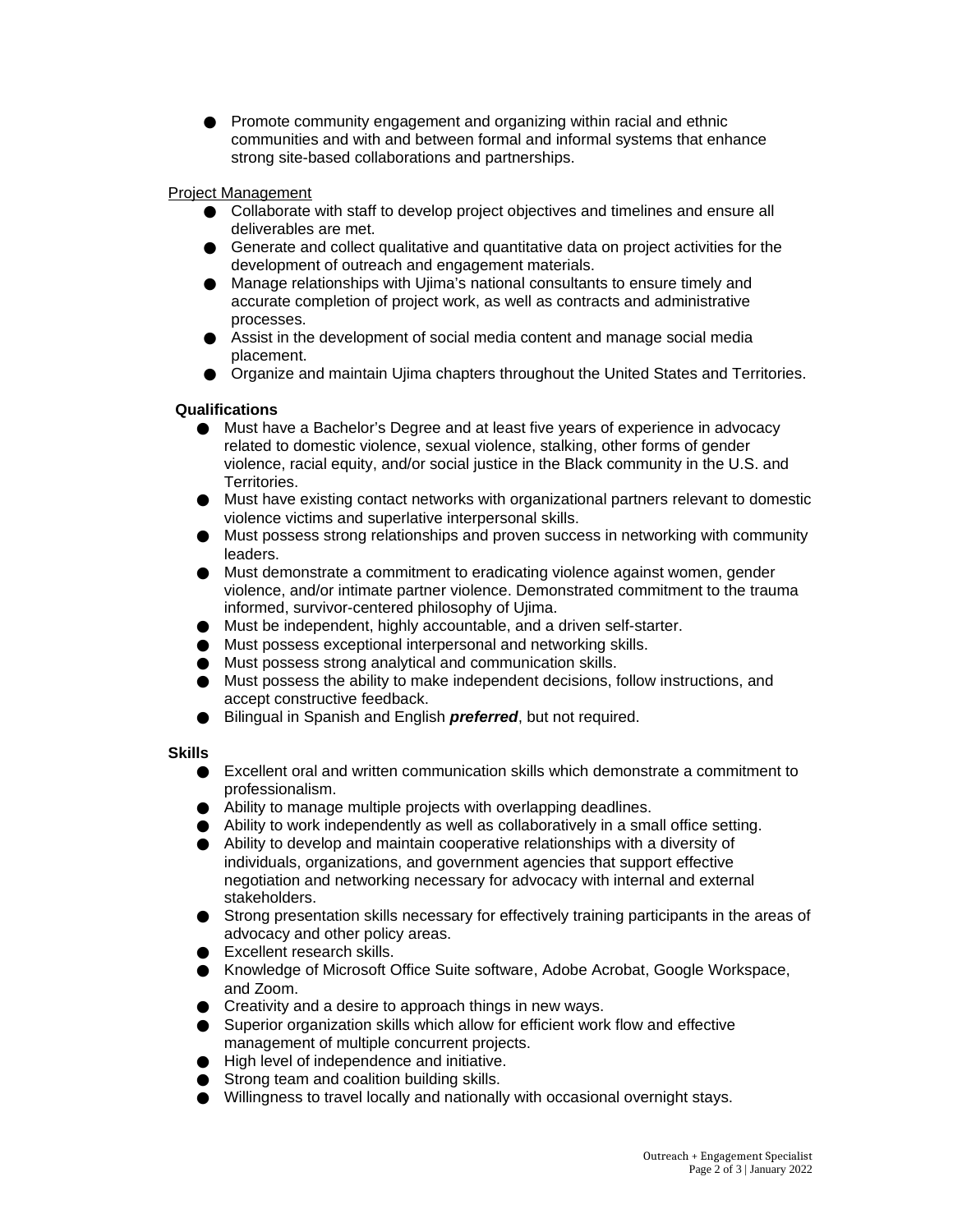- Promote community engagement and organizing within racial and ethnic communities and with and between formal and informal systems that enhance strong site-based collaborations and partnerships.

Project Management

- Collaborate with staff to develop project objectives and timelines and ensure all deliverables are met.
- Generate and collect qualitative and quantitative data on project activities for the development of outreach and engagement materials.
- Manage relationships with Ujima's national consultants to ensure timely and accurate completion of project work, as well as contracts and administrative processes.
- Assist in the development of social media content and manage social media placement.
- Organize and maintain Ujima chapters throughout the United States and Territories.

**Qualifications**

- Must have a Bachelor's Degree and at least five years of experience in advocacy related to domestic violence, sexual violence, stalking, other forms of gender violence, racial equity, and/or social justice in the Black community in the U.S. and Territories.
- Must have existing contact networks with organizational partners relevant to domestic violence victims and superlative interpersonal skills.
- Must possess strong relationships and proven success in networking with community leaders.
- Must demonstrate a commitment to eradicating violence against women, gender violence, and/or intimate partner violence. Demonstrated commitment to the trauma informed, survivor-centered philosophy of Ujima.
- Must be independent, highly accountable, and a driven self-starter.
- Must possess exceptional interpersonal and networking skills.
- Must possess strong analytical and communication skills.
- Must possess the ability to make independent decisions, follow instructions, and accept constructive feedback.
- Bilingual in Spanish and English ***preferred***, but not required.

**Skills**

- Excellent oral and written communication skills which demonstrate a commitment to professionalism.
- Ability to manage multiple projects with overlapping deadlines.
- Ability to work independently as well as collaboratively in a small office setting.
- Ability to develop and maintain cooperative relationships with a diversity of individuals, organizations, and government agencies that support effective negotiation and networking necessary for advocacy with internal and external stakeholders.
- Strong presentation skills necessary for effectively training participants in the areas of advocacy and other policy areas.
- Excellent research skills.
- Knowledge of Microsoft Office Suite software, Adobe Acrobat, Google Workspace, and Zoom.
- Creativity and a desire to approach things in new ways.
- Superior organization skills which allow for efficient work flow and effective management of multiple concurrent projects.
- High level of independence and initiative.
- Strong team and coalition building skills.
- Willingness to travel locally and nationally with occasional overnight stays.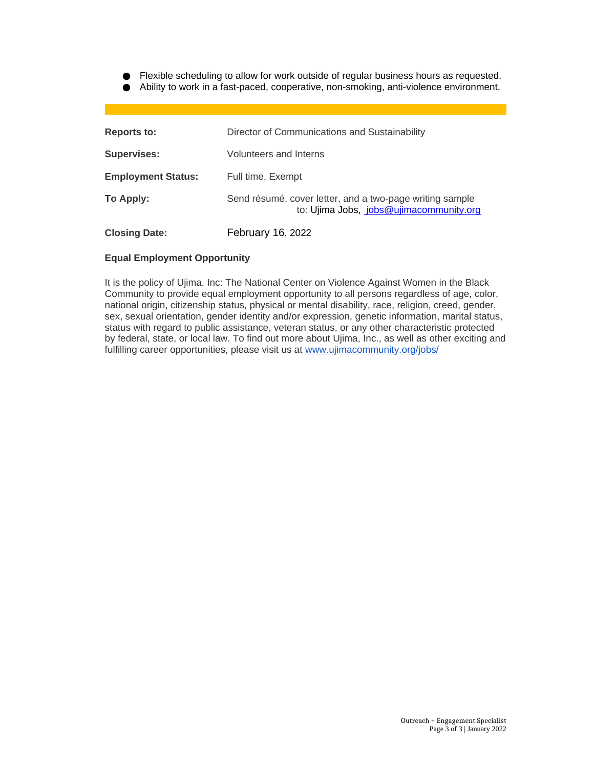- Flexible scheduling to allow for work outside of regular business hours as requested.
- Ability to work in a fast-paced, cooperative, non-smoking, anti-violence environment.

| | |
|---|---|
| **Reports to:** | Director of Communications and Sustainability |
| **Supervises:** | Volunteers and Interns |
| **Employment Status:** | Full time, Exempt |
| **To Apply:** | Send résumé, cover letter, and a two-page writing sample to: Ujima Jobs, jobs@ujimacommunity.org |
| **Closing Date:** | February 16, 2022 |

**Equal Employment Opportunity**

It is the policy of Ujima, Inc: The National Center on Violence Against Women in the Black Community to provide equal employment opportunity to all persons regardless of age, color, national origin, citizenship status, physical or mental disability, race, religion, creed, gender, sex, sexual orientation, gender identity and/or expression, genetic information, marital status, status with regard to public assistance, veteran status, or any other characteristic protected by federal, state, or local law. To find out more about Ujima, Inc., as well as other exciting and fulfilling career opportunities, please visit us at www.ujimacommunity.org/jobs/